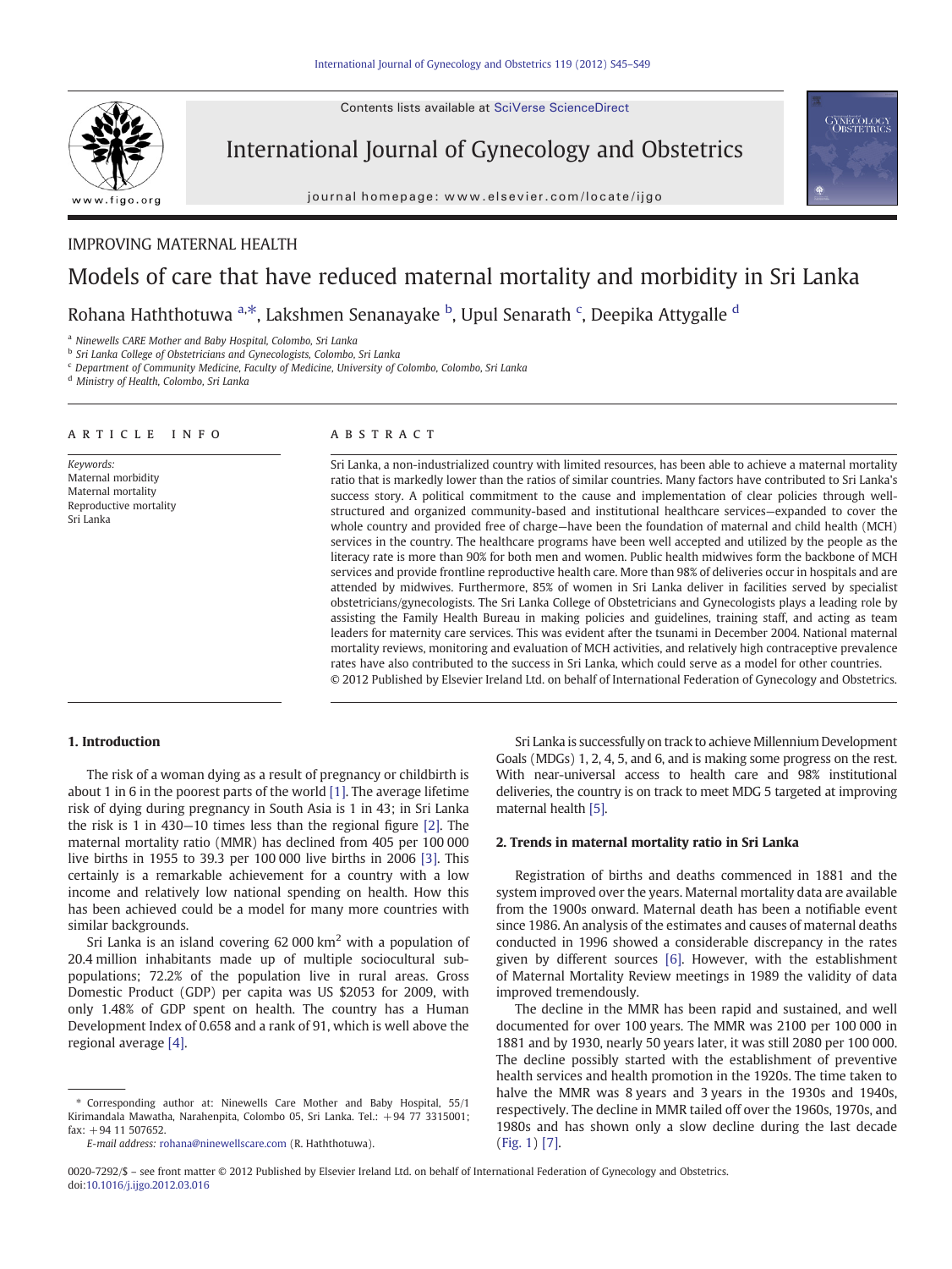IMPROVING MATERNAL HEALTH

# Models of care that have reduced maternal mortality and morbidity in Sri Lanka

Rohana Haththotuwa [a,*], Lakshmen Senanayake [b], Upul Senarath [c], Deepika Attygalle [d]

[a] Ninewells CARE Mother and Baby Hospital, Colombo, Sri Lanka
[b] Sri Lanka College of Obstetricians and Gynecologists, Colombo, Sri Lanka
[c] Department of Community Medicine, Faculty of Medicine, University of Colombo, Colombo, Sri Lanka
[d] Ministry of Health, Colombo, Sri Lanka

**ARTICLE INFO**

*Keywords:*
Maternal morbidity
Maternal mortality
Reproductive mortality
Sri Lanka

**ABSTRACT**

Sri Lanka, a non-industrialized country with limited resources, has been able to achieve a maternal mortality ratio that is markedly lower than the ratios of similar countries. Many factors have contributed to Sri Lanka's success story. A political commitment to the cause and implementation of clear policies through well-structured and organized community-based and institutional healthcare services—expanded to cover the whole country and provided free of charge—have been the foundation of maternal and child health (MCH) services in the country. The healthcare programs have been well accepted and utilized by the people as the literacy rate is more than 90% for both men and women. Public health midwives form the backbone of MCH services and provide frontline reproductive health care. More than 98% of deliveries occur in hospitals and are attended by midwives. Furthermore, 85% of women in Sri Lanka deliver in facilities served by specialist obstetricians/gynecologists. The Sri Lanka College of Obstetricians and Gynecologists plays a leading role by assisting the Family Health Bureau in making policies and guidelines, training staff, and acting as team leaders for maternity care services. This was evident after the tsunami in December 2004. National maternal mortality reviews, monitoring and evaluation of MCH activities, and relatively high contraceptive prevalence rates have also contributed to the success in Sri Lanka, which could serve as a model for other countries.

© 2012 Published by Elsevier Ireland Ltd. on behalf of International Federation of Gynecology and Obstetrics.

## 1. Introduction

The risk of a woman dying as a result of pregnancy or childbirth is about 1 in 6 in the poorest parts of the world [1]. The average lifetime risk of dying during pregnancy in South Asia is 1 in 43; in Sri Lanka the risk is 1 in 430—10 times less than the regional figure [2]. The maternal mortality ratio (MMR) has declined from 405 per 100 000 live births in 1955 to 39.3 per 100 000 live births in 2006 [3]. This certainly is a remarkable achievement for a country with a low income and relatively low national spending on health. How this has been achieved could be a model for many more countries with similar backgrounds.

Sri Lanka is an island covering 62 000 km$^2$ with a population of 20.4 million inhabitants made up of multiple sociocultural subpopulations; 72.2% of the population live in rural areas. Gross Domestic Product (GDP) per capita was US $2053 for 2009, with only 1.48% of GDP spent on health. The country has a Human Development Index of 0.658 and a rank of 91, which is well above the regional average [4].

Sri Lanka is successfully on track to achieve Millennium Development Goals (MDGs) 1, 2, 4, 5, and 6, and is making some progress on the rest. With near-universal access to health care and 98% institutional deliveries, the country is on track to meet MDG 5 targeted at improving maternal health [5].

## 2. Trends in maternal mortality ratio in Sri Lanka

Registration of births and deaths commenced in 1881 and the system improved over the years. Maternal mortality data are available from the 1900s onward. Maternal death has been a notifiable event since 1986. An analysis of the estimates and causes of maternal deaths conducted in 1996 showed a considerable discrepancy in the rates given by different sources [6]. However, with the establishment of Maternal Mortality Review meetings in 1989 the validity of data improved tremendously.

The decline in the MMR has been rapid and sustained, and well documented for over 100 years. The MMR was 2100 per 100 000 in 1881 and by 1930, nearly 50 years later, it was still 2080 per 100 000. The decline possibly started with the establishment of preventive health services and health promotion in the 1920s. The time taken to halve the MMR was 8 years and 3 years in the 1930s and 1940s, respectively. The decline in MMR tailed off over the 1960s, 1970s, and 1980s and has shown only a slow decline during the last decade (Fig. 1) [7].

* Corresponding author at: Ninewells Care Mother and Baby Hospital, 55/1 Kirimandala Mawatha, Narahenpita, Colombo 05, Sri Lanka. Tel.: +94 77 3315001; fax: +94 11 507652.
*E-mail address:* rohana@ninewellscare.com (R. Haththotuwa).

0020-7292/$ – see front matter © 2012 Published by Elsevier Ireland Ltd. on behalf of International Federation of Gynecology and Obstetrics.
doi:10.1016/j.ijgo.2012.03.016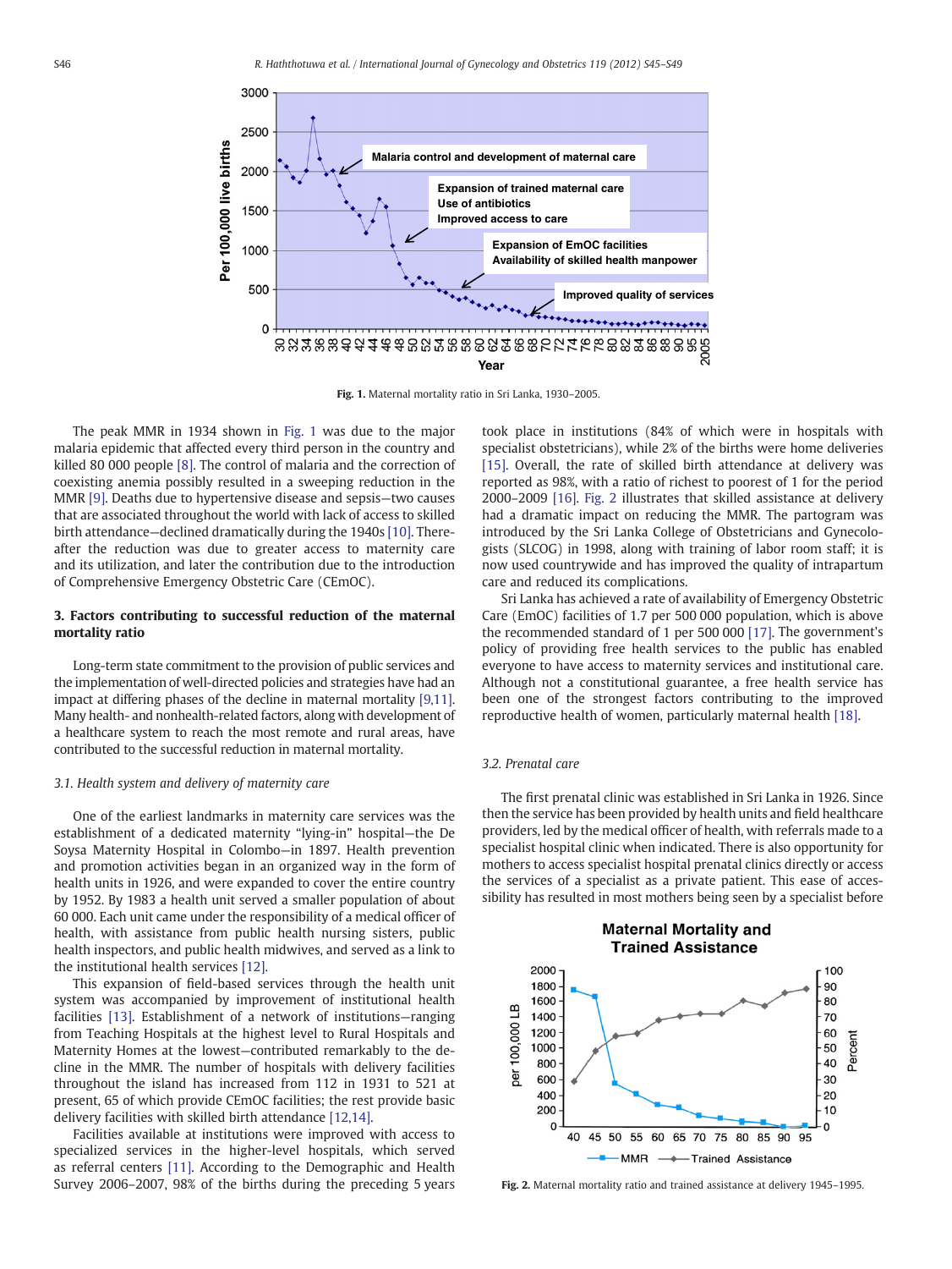Fig. 1. Maternal mortality ratio in Sri Lanka, 1930–2005.

The peak MMR in 1934 shown in Fig. 1 was due to the major malaria epidemic that affected every third person in the country and killed 80 000 people [8]. The control of malaria and the correction of coexisting anemia possibly resulted in a sweeping reduction in the MMR [9]. Deaths due to hypertensive disease and sepsis—two causes that are associated throughout the world with lack of access to skilled birth attendance—declined dramatically during the 1940s [10]. Thereafter the reduction was due to greater access to maternity care and its utilization, and later the contribution due to the introduction of Comprehensive Emergency Obstetric Care (CEmOC).

## 3. Factors contributing to successful reduction of the maternal mortality ratio

Long-term state commitment to the provision of public services and the implementation of well-directed policies and strategies have had an impact at differing phases of the decline in maternal mortality [9,11]. Many health- and nonhealth-related factors, along with development of a healthcare system to reach the most remote and rural areas, have contributed to the successful reduction in maternal mortality.

### 3.1. Health system and delivery of maternity care

One of the earliest landmarks in maternity care services was the establishment of a dedicated maternity "lying-in" hospital—the De Soysa Maternity Hospital in Colombo—in 1897. Health prevention and promotion activities began in an organized way in the form of health units in 1926, and were expanded to cover the entire country by 1952. By 1983 a health unit served a smaller population of about 60 000. Each unit came under the responsibility of a medical officer of health, with assistance from public health nursing sisters, public health inspectors, and public health midwives, and served as a link to the institutional health services [12].

This expansion of field-based services through the health unit system was accompanied by improvement of institutional health facilities [13]. Establishment of a network of institutions—ranging from Teaching Hospitals at the highest level to Rural Hospitals and Maternity Homes at the lowest—contributed remarkably to the decline in the MMR. The number of hospitals with delivery facilities throughout the island has increased from 112 in 1931 to 521 at present, 65 of which provide CEmOC facilities; the rest provide basic delivery facilities with skilled birth attendance [12,14].

Facilities available at institutions were improved with access to specialized services in the higher-level hospitals, which served as referral centers [11]. According to the Demographic and Health Survey 2006–2007, 98% of the births during the preceding 5 years took place in institutions (84% of which were in hospitals with specialist obstetricians), while 2% of the births were home deliveries [15]. Overall, the rate of skilled birth attendance at delivery was reported as 98%, with a ratio of richest to poorest of 1 for the period 2000–2009 [16]. Fig. 2 illustrates that skilled assistance at delivery had a dramatic impact on reducing the MMR. The partogram was introduced by the Sri Lanka College of Obstetricians and Gynecologists (SLCOG) in 1998, along with training of labor room staff; it is now used countrywide and has improved the quality of intrapartum care and reduced its complications.

Sri Lanka has achieved a rate of availability of Emergency Obstetric Care (EmOC) facilities of 1.7 per 500 000 population, which is above the recommended standard of 1 per 500 000 [17]. The government's policy of providing free health services to the public has enabled everyone to have access to maternity services and institutional care. Although not a constitutional guarantee, a free health service has been one of the strongest factors contributing to the improved reproductive health of women, particularly maternal health [18].

### 3.2. Prenatal care

The first prenatal clinic was established in Sri Lanka in 1926. Since then the service has been provided by health units and field healthcare providers, led by the medical officer of health, with referrals made to a specialist hospital clinic when indicated. There is also opportunity for mothers to access specialist hospital prenatal clinics directly or access the services of a specialist as a private patient. This ease of accessibility has resulted in most mothers being seen by a specialist before

Fig. 2. Maternal mortality ratio and trained assistance at delivery 1945–1995.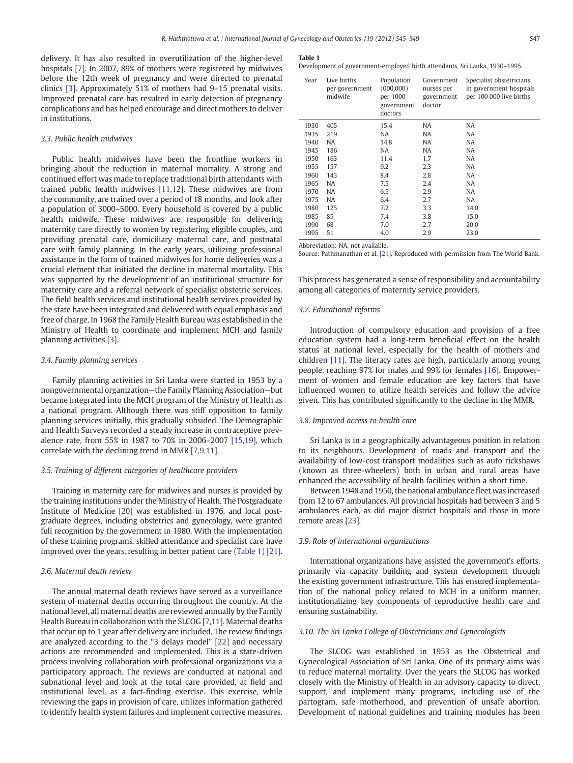delivery. It has also resulted in overutilization of the higher-level hospitals [7]. In 2007, 89% of mothers were registered by midwives before the 12th week of pregnancy and were directed to prenatal clinics [3]. Approximately 51% of mothers had 9–15 prenatal visits. Improved prenatal care has resulted in early detection of pregnancy complications and has helped encourage and direct mothers to deliver in institutions.

### 3.3. Public health midwives

Public health midwives have been the frontline workers in bringing about the reduction in maternal mortality. A strong and continued effort was made to replace traditional birth attendants with trained public health midwives [11,12]. These midwives are from the community, are trained over a period of 18 months, and look after a population of 3000–5000. Every household is covered by a public health midwife. These midwives are responsible for delivering maternity care directly to women by registering eligible couples, and providing prenatal care, domiciliary maternal care, and postnatal care with family planning. In the early years, utilizing professional assistance in the form of trained midwives for home deliveries was a crucial element that initiated the decline in maternal mortality. This was supported by the development of an institutional structure for maternity care and a referral network of specialist obstetric services. The field health services and institutional health services provided by the state have been integrated and delivered with equal emphasis and free of charge. In 1968 the Family Health Bureau was established in the Ministry of Health to coordinate and implement MCH and family planning activities [3].

### 3.4. Family planning services

Family planning activities in Sri Lanka were started in 1953 by a nongovernmental organization—the Family Planning Association—but became integrated into the MCH program of the Ministry of Health as a national program. Although there was stiff opposition to family planning services initially, this gradually subsided. The Demographic and Health Surveys recorded a steady increase in contraceptive prevalence rate, from 55% in 1987 to 70% in 2006–2007 [15,19], which correlate with the declining trend in MMR [7,9,11].

### 3.5. Training of different categories of healthcare providers

Training in maternity care for midwives and nurses is provided by the training institutions under the Ministry of Health. The Postgraduate Institute of Medicine [20] was established in 1976, and local postgraduate degrees, including obstetrics and gynecology, were granted full recognition by the government in 1980. With the implementation of these training programs, skilled attendance and specialist care have improved over the years, resulting in better patient care (Table 1) [21].

### 3.6. Maternal death review

The annual maternal death reviews have served as a surveillance system of maternal deaths occurring throughout the country. At the national level, all maternal deaths are reviewed annually by the Family Health Bureau in collaboration with the SLCOG [7,11]. Maternal deaths that occur up to 1 year after delivery are included. The review findings are analyzed according to the "3 delays model" [22] and necessary actions are recommended and implemented. This is a state-driven process involving collaboration with professional organizations via a participatory approach. The reviews are conducted at national and subnational level and look at the total care provided, at field and institutional level, as a fact-finding exercise. This exercise, while reviewing the gaps in provision of care, utilizes information gathered to identify health system failures and implement corrective measures.

**Table 1**
Development of government-employed birth attendants, Sri Lanka, 1930–1995.

| Year | Live births per government midwife | Population (000,000) per 1000 government doctors | Government nurses per government doctor | Specialist obstetricians in government hospitals per 100 000 live births |
|---|---|---|---|---|
| 1930 | 405 | 15.4 | NA | NA |
| 1935 | 219 | NA | NA | NA |
| 1940 | NA | 14.8 | NA | NA |
| 1945 | 186 | NA | NA | NA |
| 1950 | 163 | 11.4 | 1.7 | NA |
| 1955 | 157 | 9.2 | 2.3 | NA |
| 1960 | 143 | 8.4 | 2.8 | NA |
| 1965 | NA | 7.5 | 2.4 | NA |
| 1970 | NA | 6.5 | 2.9 | NA |
| 1975 | NA | 6.4 | 2.7 | NA |
| 1980 | 125 | 7.2 | 3.3 | 14.0 |
| 1985 | 85 | 7.4 | 3.8 | 15.0 |
| 1990 | 68 | 7.0 | 2.7 | 20.0 |
| 1995 | 51 | 4.0 | 2.9 | 23.0 |

Abbreviation: NA, not available.
Source: Pathmanathan et al. [21]. Reproduced with permission from The World Bank.

This process has generated a sense of responsibility and accountability among all categories of maternity service providers.

### 3.7. Educational reforms

Introduction of compulsory education and provision of a free education system had a long-term beneficial effect on the health status at national level, especially for the health of mothers and children [11]. The literacy rates are high, particularly among young people, reaching 97% for males and 99% for females [16]. Empowerment of women and female education are key factors that have influenced women to utilize health services and follow the advice given. This has contributed significantly to the decline in the MMR.

### 3.8. Improved access to health care

Sri Lanka is in a geographically advantageous position in relation to its neighbours. Development of roads and transport and the availability of low-cost transport modalities such as auto rickshaws (known as three-wheelers) both in urban and rural areas have enhanced the accessibility of health facilities within a short time.

Between 1948 and 1950, the national ambulance fleet was increased from 12 to 67 ambulances. All provincial hospitals had between 3 and 5 ambulances each, as did major district hospitals and those in more remote areas [23].

### 3.9. Role of international organizations

International organizations have assisted the government's efforts, primarily via capacity building and system development through the existing government infrastructure. This has ensured implementation of the national policy related to MCH in a uniform manner, institutionalizing key components of reproductive health care and ensuring sustainability.

### 3.10. The Sri Lanka College of Obstetricians and Gynecologists

The SLCOG was established in 1953 as the Obstetrical and Gynecological Association of Sri Lanka. One of its primary aims was to reduce maternal mortality. Over the years the SLCOG has worked closely with the Ministry of Health in an advisory capacity to direct, support, and implement many programs, including use of the partogram, safe motherhood, and prevention of unsafe abortion. Development of national guidelines and training modules has been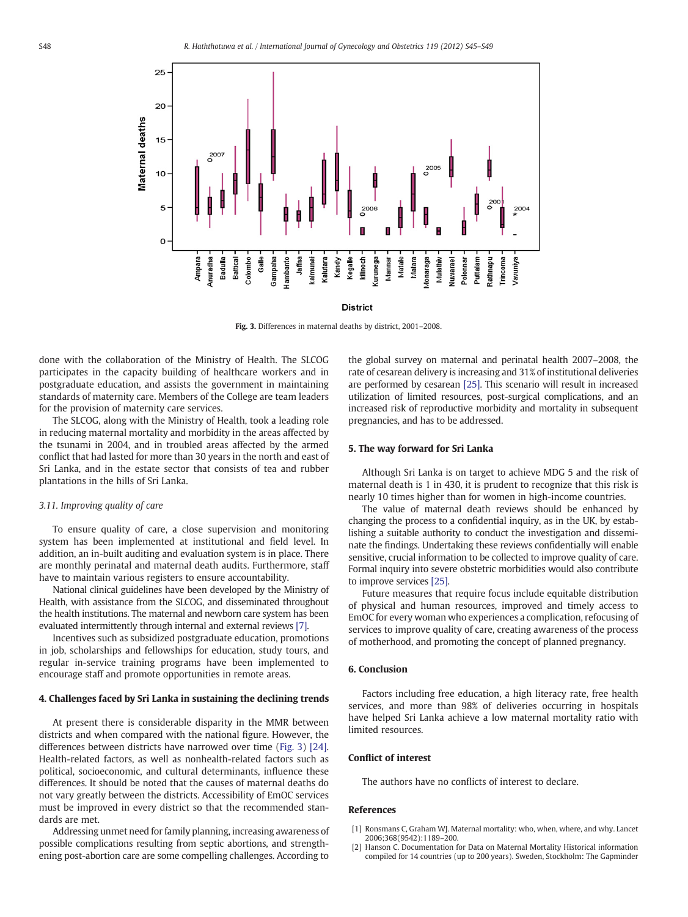Fig. 3. Differences in maternal deaths by district, 2001–2008.

done with the collaboration of the Ministry of Health. The SLCOG participates in the capacity building of healthcare workers and in postgraduate education, and assists the government in maintaining standards of maternity care. Members of the College are team leaders for the provision of maternity care services.

The SLCOG, along with the Ministry of Health, took a leading role in reducing maternal mortality and morbidity in the areas affected by the tsunami in 2004, and in troubled areas affected by the armed conflict that had lasted for more than 30 years in the north and east of Sri Lanka, and in the estate sector that consists of tea and rubber plantations in the hills of Sri Lanka.

### 3.11. Improving quality of care

To ensure quality of care, a close supervision and monitoring system has been implemented at institutional and field level. In addition, an in-built auditing and evaluation system is in place. There are monthly perinatal and maternal death audits. Furthermore, staff have to maintain various registers to ensure accountability.

National clinical guidelines have been developed by the Ministry of Health, with assistance from the SLCOG, and disseminated throughout the health institutions. The maternal and newborn care system has been evaluated intermittently through internal and external reviews [7].

Incentives such as subsidized postgraduate education, promotions in job, scholarships and fellowships for education, study tours, and regular in-service training programs have been implemented to encourage staff and promote opportunities in remote areas.

## 4. Challenges faced by Sri Lanka in sustaining the declining trends

At present there is considerable disparity in the MMR between districts and when compared with the national figure. However, the differences between districts have narrowed over time (Fig. 3) [24]. Health-related factors, as well as nonhealth-related factors such as political, socioeconomic, and cultural determinants, influence these differences. It should be noted that the causes of maternal deaths do not vary greatly between the districts. Accessibility of EmOC services must be improved in every district so that the recommended standards are met.

Addressing unmet need for family planning, increasing awareness of possible complications resulting from septic abortions, and strengthening post-abortion care are some compelling challenges. According to the global survey on maternal and perinatal health 2007–2008, the rate of cesarean delivery is increasing and 31% of institutional deliveries are performed by cesarean [25]. This scenario will result in increased utilization of limited resources, post-surgical complications, and an increased risk of reproductive morbidity and mortality in subsequent pregnancies, and has to be addressed.

## 5. The way forward for Sri Lanka

Although Sri Lanka is on target to achieve MDG 5 and the risk of maternal death is 1 in 430, it is prudent to recognize that this risk is nearly 10 times higher than for women in high-income countries.

The value of maternal death reviews should be enhanced by changing the process to a confidential inquiry, as in the UK, by establishing a suitable authority to conduct the investigation and disseminate the findings. Undertaking these reviews confidentially will enable sensitive, crucial information to be collected to improve quality of care. Formal inquiry into severe obstetric morbidities would also contribute to improve services [25].

Future measures that require focus include equitable distribution of physical and human resources, improved and timely access to EmOC for every woman who experiences a complication, refocusing of services to improve quality of care, creating awareness of the process of motherhood, and promoting the concept of planned pregnancy.

## 6. Conclusion

Factors including free education, a high literacy rate, free health services, and more than 98% of deliveries occurring in hospitals have helped Sri Lanka achieve a low maternal mortality ratio with limited resources.

## Conflict of interest

The authors have no conflicts of interest to declare.

## References

[1] Ronsmans C, Graham WJ. Maternal mortality: who, when, where, and why. Lancet 2006;368(9542):1189–200.

[2] Hanson C. Documentation for Data on Maternal Mortality Historical information compiled for 14 countries (up to 200 years). Sweden, Stockholm: The Gapminder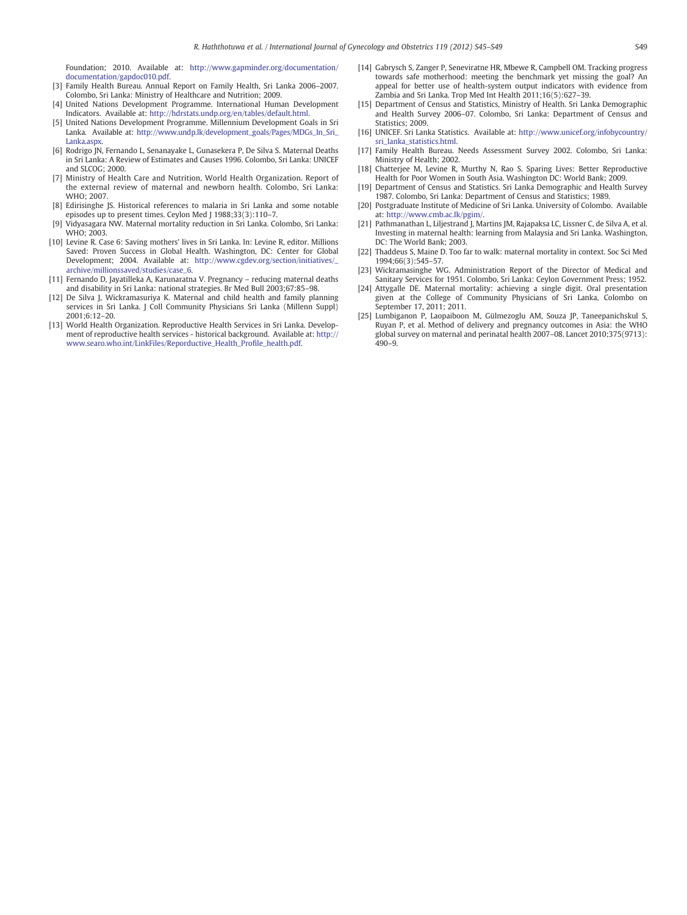Foundation; 2010. Available at: http://www.gapminder.org/documentation/documentation/gapdoc010.pdf.

[3] Family Health Bureau. Annual Report on Family Health, Sri Lanka 2006–2007. Colombo, Sri Lanka: Ministry of Healthcare and Nutrition; 2009.

[4] United Nations Development Programme. International Human Development Indicators. Available at: http://hdrstats.undp.org/en/tables/default.html.

[5] United Nations Development Programme. Millennium Development Goals in Sri Lanka. Available at: http://www.undp.lk/development_goals/Pages/MDGs_In_Sri_Lanka.aspx.

[6] Rodrigo JN, Fernando L, Senanayake L, Gunasekera P, De Silva S. Maternal Deaths in Sri Lanka: A Review of Estimates and Causes 1996. Colombo, Sri Lanka: UNICEF and SLCOG; 2000.

[7] Ministry of Health Care and Nutrition, World Health Organization. Report of the external review of maternal and newborn health. Colombo, Sri Lanka: WHO; 2007.

[8] Edirisinghe JS. Historical references to malaria in Sri Lanka and some notable episodes up to present times. Ceylon Med J 1988;33(3):110–7.

[9] Vidyasagara NW. Maternal mortality reduction in Sri Lanka. Colombo, Sri Lanka: WHO; 2003.

[10] Levine R. Case 6: Saving mothers' lives in Sri Lanka. In: Levine R, editor. Millions Saved: Proven Success in Global Health. Washington, DC: Center for Global Development; 2004. Available at: http://www.cgdev.org/section/initiatives/_archive/millionssaved/studies/case_6.

[11] Fernando D, Jayatilleka A, Karunaratna V. Pregnancy – reducing maternal deaths and disability in Sri Lanka: national strategies. Br Med Bull 2003;67:85–98.

[12] De Silva J, Wickramasuriya K. Maternal and child health and family planning services in Sri Lanka. J Coll Community Physicians Sri Lanka (Millenn Suppl) 2001;6:12–20.

[13] World Health Organization. Reproductive Health Services in Sri Lanka. Development of reproductive health services - historical background. Available at: http://www.searo.who.int/LinkFiles/Reporductive_Health_Profile_health.pdf.

[14] Gabrysch S, Zanger P, Seneviratne HR, Mbewe R, Campbell OM. Tracking progress towards safe motherhood: meeting the benchmark yet missing the goal? An appeal for better use of health-system output indicators with evidence from Zambia and Sri Lanka. Trop Med Int Health 2011;16(5):627–39.

[15] Department of Census and Statistics, Ministry of Health. Sri Lanka Demographic and Health Survey 2006–07. Colombo, Sri Lanka: Department of Census and Statistics; 2009.

[16] UNICEF. Sri Lanka Statistics. Available at: http://www.unicef.org/infobycountry/sri_lanka_statistics.html.

[17] Family Health Bureau. Needs Assessment Survey 2002. Colombo, Sri Lanka: Ministry of Health; 2002.

[18] Chatterjee M, Levine R, Murthy N, Rao S. Sparing Lives: Better Reproductive Health for Poor Women in South Asia. Washington DC: World Bank; 2009.

[19] Department of Census and Statistics. Sri Lanka Demographic and Health Survey 1987. Colombo, Sri Lanka: Department of Census and Statistics; 1989.

[20] Postgraduate Institute of Medicine of Sri Lanka. University of Colombo. Available at: http://www.cmb.ac.lk/pgim/.

[21] Pathmanathan L, Liljestrand J, Martins JM, Rajapaksa LC, Lissner C, de Silva A, et al. Investing in maternal health: learning from Malaysia and Sri Lanka. Washington, DC: The World Bank; 2003.

[22] Thaddeus S, Maine D. Too far to walk: maternal mortality in context. Soc Sci Med 1994;66(3):545–57.

[23] Wickramasinghe WG. Administration Report of the Director of Medical and Sanitary Services for 1951. Colombo, Sri Lanka: Ceylon Government Press; 1952.

[24] Attygalle DE. Maternal mortality: achieving a single digit. Oral presentation given at the College of Community Physicians of Sri Lanka, Colombo on September 17, 2011; 2011.

[25] Lumbiganon P, Laopaiboon M, Gülmezoglu AM, Souza JP, Taneepanichskul S, Ruyan P, et al. Method of delivery and pregnancy outcomes in Asia: the WHO global survey on maternal and perinatal health 2007–08. Lancet 2010;375(9713):490–9.